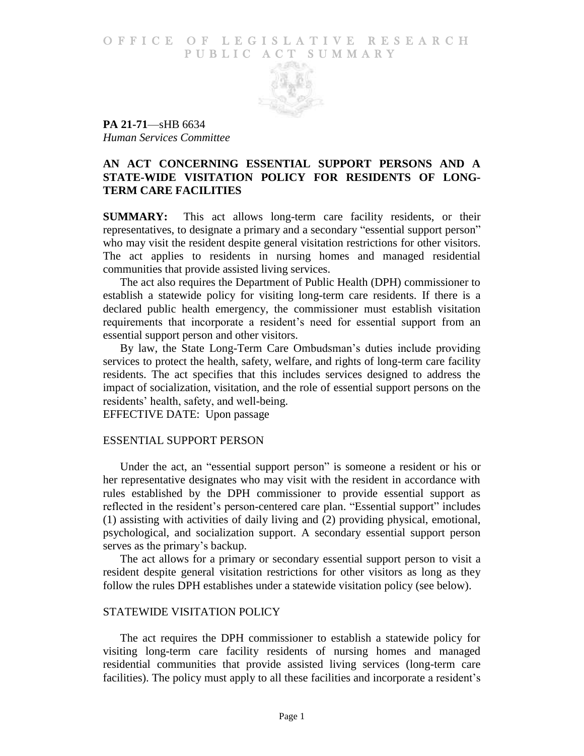OFFICE OF LEGISLATIVE RESEARCH
PUBLIC ACT SUMMARY

**PA 21-71**—sHB 6634
*Human Services Committee*

## AN ACT CONCERNING ESSENTIAL SUPPORT PERSONS AND A STATE-WIDE VISITATION POLICY FOR RESIDENTS OF LONG-TERM CARE FACILITIES

**SUMMARY:** This act allows long-term care facility residents, or their representatives, to designate a primary and a secondary "essential support person" who may visit the resident despite general visitation restrictions for other visitors. The act applies to residents in nursing homes and managed residential communities that provide assisted living services.

The act also requires the Department of Public Health (DPH) commissioner to establish a statewide policy for visiting long-term care residents. If there is a declared public health emergency, the commissioner must establish visitation requirements that incorporate a resident's need for essential support from an essential support person and other visitors.

By law, the State Long-Term Care Ombudsman's duties include providing services to protect the health, safety, welfare, and rights of long-term care facility residents. The act specifies that this includes services designed to address the impact of socialization, visitation, and the role of essential support persons on the residents' health, safety, and well-being.

EFFECTIVE DATE: Upon passage

### ESSENTIAL SUPPORT PERSON

Under the act, an "essential support person" is someone a resident or his or her representative designates who may visit with the resident in accordance with rules established by the DPH commissioner to provide essential support as reflected in the resident's person-centered care plan. "Essential support" includes (1) assisting with activities of daily living and (2) providing physical, emotional, psychological, and socialization support. A secondary essential support person serves as the primary's backup.

The act allows for a primary or secondary essential support person to visit a resident despite general visitation restrictions for other visitors as long as they follow the rules DPH establishes under a statewide visitation policy (see below).

### STATEWIDE VISITATION POLICY

The act requires the DPH commissioner to establish a statewide policy for visiting long-term care facility residents of nursing homes and managed residential communities that provide assisted living services (long-term care facilities). The policy must apply to all these facilities and incorporate a resident's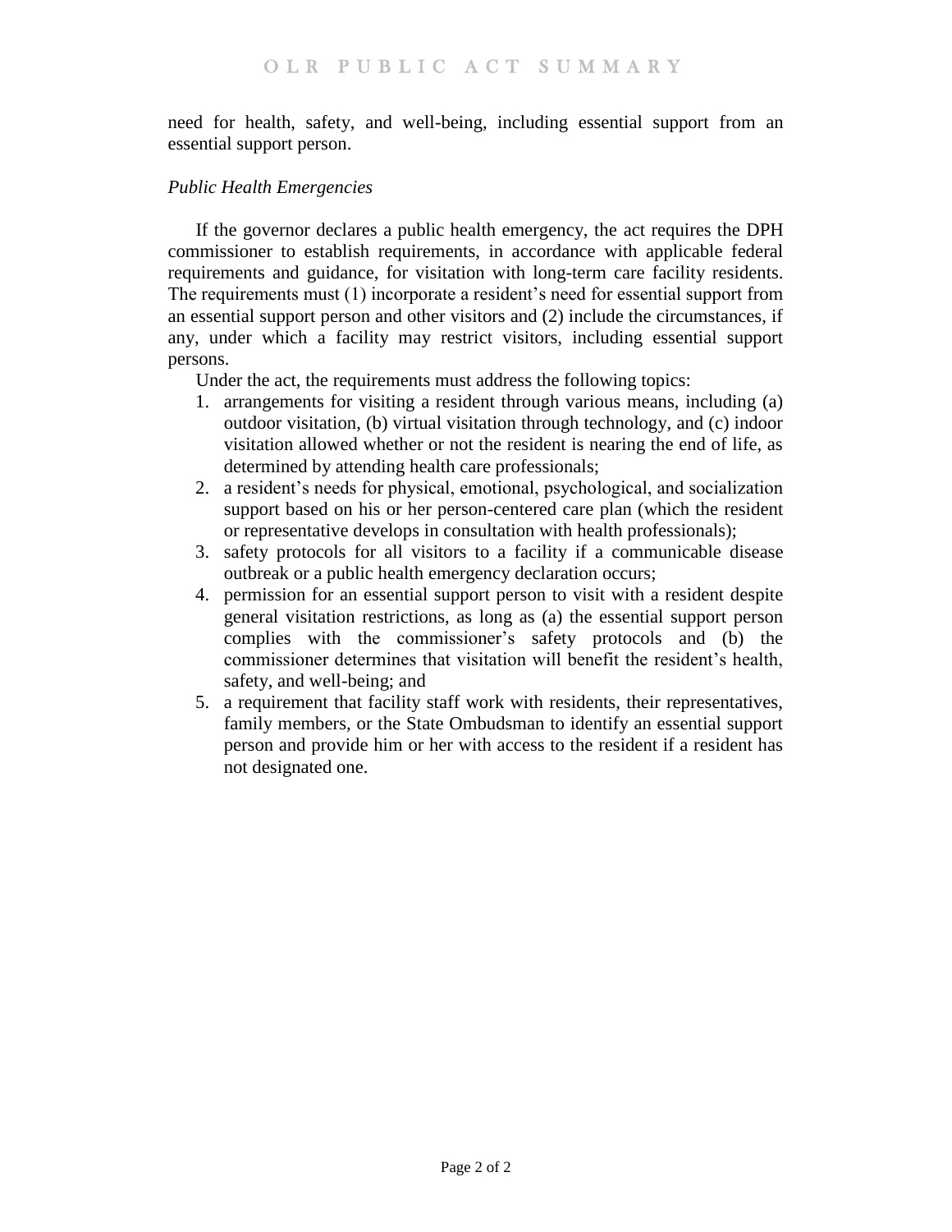need for health, safety, and well-being, including essential support from an essential support person.

*Public Health Emergencies*

If the governor declares a public health emergency, the act requires the DPH commissioner to establish requirements, in accordance with applicable federal requirements and guidance, for visitation with long-term care facility residents. The requirements must (1) incorporate a resident's need for essential support from an essential support person and other visitors and (2) include the circumstances, if any, under which a facility may restrict visitors, including essential support persons.

Under the act, the requirements must address the following topics:

1. arrangements for visiting a resident through various means, including (a) outdoor visitation, (b) virtual visitation through technology, and (c) indoor visitation allowed whether or not the resident is nearing the end of life, as determined by attending health care professionals;
2. a resident's needs for physical, emotional, psychological, and socialization support based on his or her person-centered care plan (which the resident or representative develops in consultation with health professionals);
3. safety protocols for all visitors to a facility if a communicable disease outbreak or a public health emergency declaration occurs;
4. permission for an essential support person to visit with a resident despite general visitation restrictions, as long as (a) the essential support person complies with the commissioner's safety protocols and (b) the commissioner determines that visitation will benefit the resident's health, safety, and well-being; and
5. a requirement that facility staff work with residents, their representatives, family members, or the State Ombudsman to identify an essential support person and provide him or her with access to the resident if a resident has not designated one.